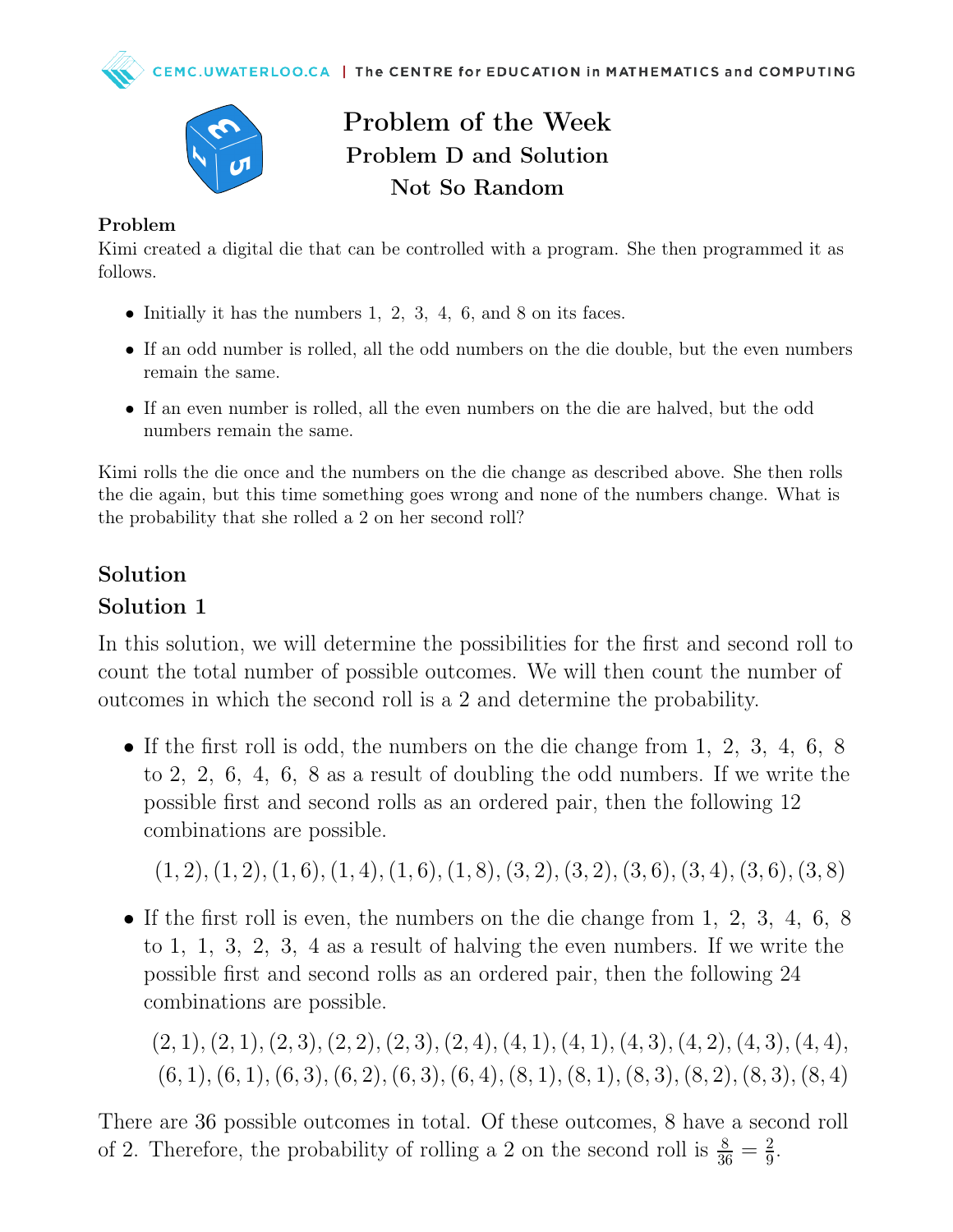# Problem of the Week

## Problem D and Solution

## Not So Random

### Problem

Kimi created a digital die that can be controlled with a program. She then programmed it as follows.

- Initially it has the numbers $1,\ 2,\ 3,\ 4,\ 6,$ and $8$ on its faces.
- If an odd number is rolled, all the odd numbers on the die double, but the even numbers remain the same.
- If an even number is rolled, all the even numbers on the die are halved, but the odd numbers remain the same.

Kimi rolls the die once and the numbers on the die change as described above. She then rolls the die again, but this time something goes wrong and none of the numbers change. What is the probability that she rolled a 2 on her second roll?

## Solution

### Solution 1

In this solution, we will determine the possibilities for the first and second roll to count the total number of possible outcomes. We will then count the number of outcomes in which the second roll is a 2 and determine the probability.

- If the first roll is odd, the numbers on the die change from $1,\ 2,\ 3,\ 4,\ 6,\ 8$ to $2,\ 2,\ 6,\ 4,\ 6,\ 8$ as a result of doubling the odd numbers. If we write the possible first and second rolls as an ordered pair, then the following 12 combinations are possible.

  $(1,2),(1,2),(1,6),(1,4),(1,6),(1,8),(3,2),(3,2),(3,6),(3,4),(3,6),(3,8)$

- If the first roll is even, the numbers on the die change from $1,\ 2,\ 3,\ 4,\ 6,\ 8$ to $1,\ 1,\ 3,\ 2,\ 3,\ 4$ as a result of halving the even numbers. If we write the possible first and second rolls as an ordered pair, then the following 24 combinations are possible.

  $(2,1),(2,1),(2,3),(2,2),(2,3),(2,4),(4,1),(4,1),(4,3),(4,2),(4,3),(4,4),$
  $(6,1),(6,1),(6,3),(6,2),(6,3),(6,4),(8,1),(8,1),(8,3),(8,2),(8,3),(8,4)$

There are 36 possible outcomes in total. Of these outcomes, 8 have a second roll of 2. Therefore, the probability of rolling a 2 on the second roll is $\frac{8}{36} = \frac{2}{9}$.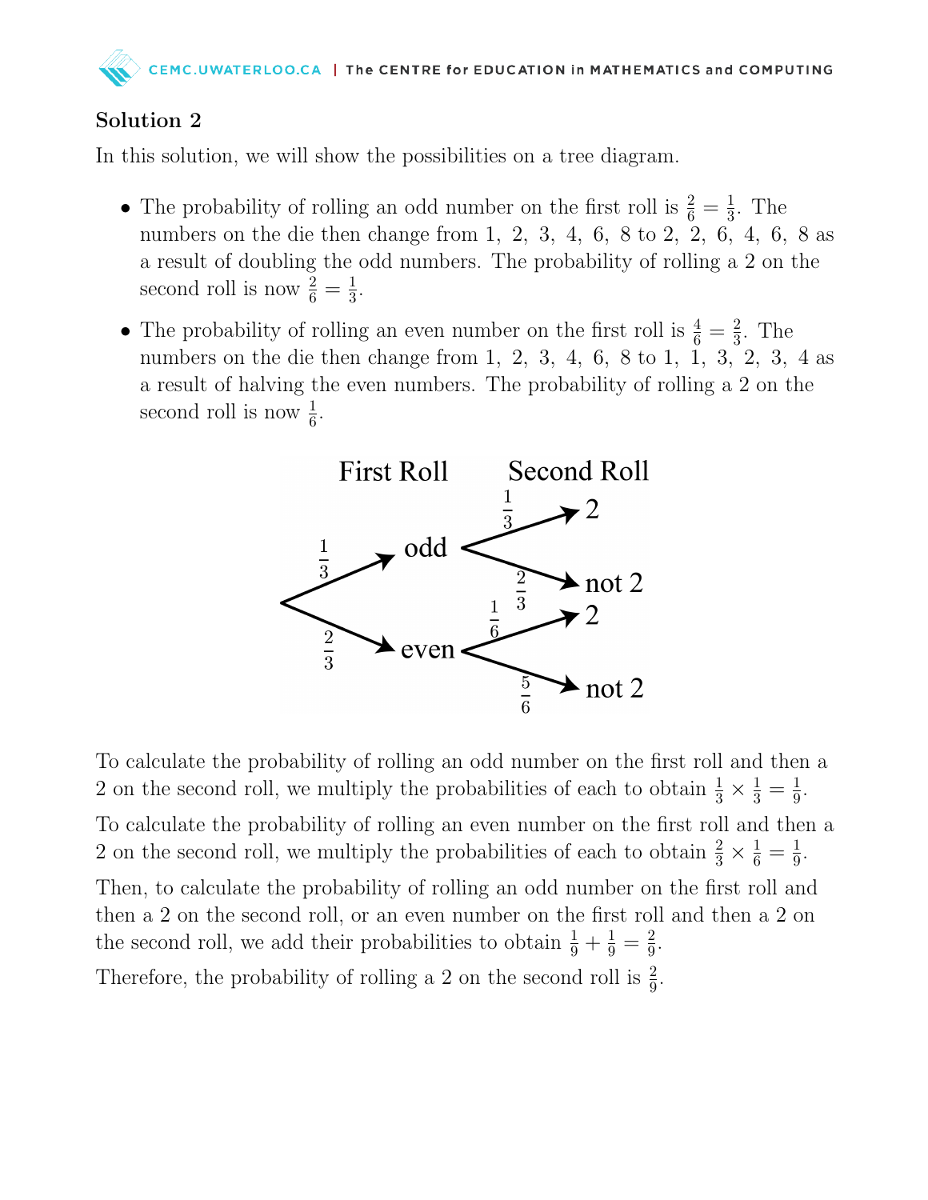**Solution 2**

In this solution, we will show the possibilities on a tree diagram.

- The probability of rolling an odd number on the first roll is $\frac{2}{6} = \frac{1}{3}$. The numbers on the die then change from 1, 2, 3, 4, 6, 8 to 2, 2, 6, 4, 6, 8 as a result of doubling the odd numbers. The probability of rolling a 2 on the second roll is now $\frac{2}{6} = \frac{1}{3}$.
- The probability of rolling an even number on the first roll is $\frac{4}{6} = \frac{2}{3}$. The numbers on the die then change from 1, 2, 3, 4, 6, 8 to 1, 1, 3, 2, 3, 4 as a result of halving the even numbers. The probability of rolling a 2 on the second roll is now $\frac{1}{6}$.

First Roll

Second Roll

$\frac{1}{3}$

odd

$\frac{1}{3}$

2

$\frac{2}{3}$

not 2

$\frac{2}{3}$

even

$\frac{1}{6}$

2

$\frac{5}{6}$

not 2

To calculate the probability of rolling an odd number on the first roll and then a 2 on the second roll, we multiply the probabilities of each to obtain $\frac{1}{3} \times \frac{1}{3} = \frac{1}{9}$.

To calculate the probability of rolling an even number on the first roll and then a 2 on the second roll, we multiply the probabilities of each to obtain $\frac{2}{3} \times \frac{1}{6} = \frac{1}{9}$.

Then, to calculate the probability of rolling an odd number on the first roll and then a 2 on the second roll, or an even number on the first roll and then a 2 on the second roll, we add their probabilities to obtain $\frac{1}{9} + \frac{1}{9} = \frac{2}{9}$.

Therefore, the probability of rolling a 2 on the second roll is $\frac{2}{9}$.